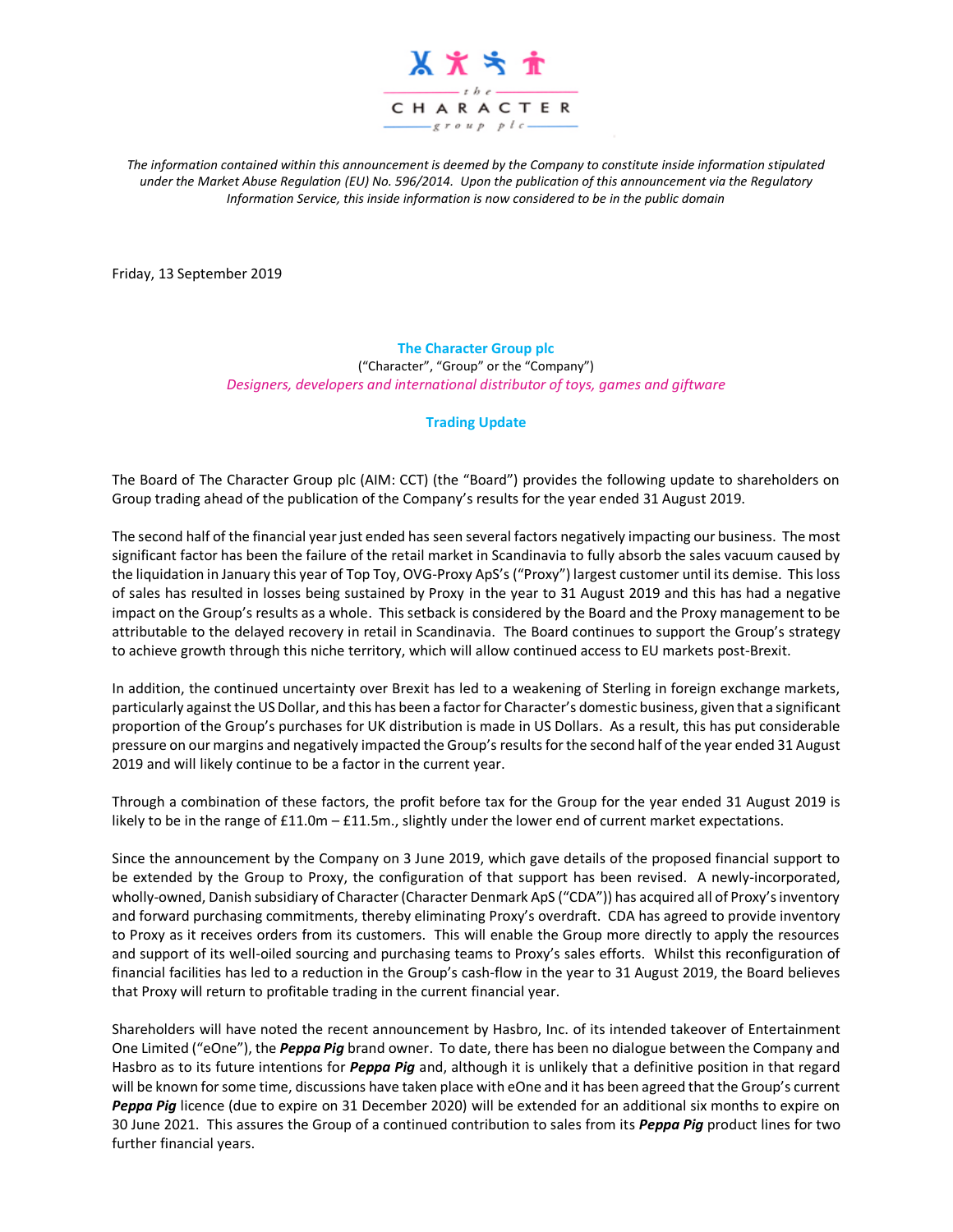*The information contained within this announcement is deemed by the Company to constitute inside information stipulated under the Market Abuse Regulation (EU) No. 596/2014. Upon the publication of this announcement via the Regulatory Information Service, this inside information is now considered to be in the public domain*

Friday, 13 September 2019

# The Character Group plc

("Character", "Group" or the "Company")

*Designers, developers and international distributor of toys, games and giftware*

## Trading Update

The Board of The Character Group plc (AIM: CCT) (the "Board") provides the following update to shareholders on Group trading ahead of the publication of the Company's results for the year ended 31 August 2019.

The second half of the financial year just ended has seen several factors negatively impacting our business. The most significant factor has been the failure of the retail market in Scandinavia to fully absorb the sales vacuum caused by the liquidation in January this year of Top Toy, OVG-Proxy ApS's ("Proxy") largest customer until its demise. This loss of sales has resulted in losses being sustained by Proxy in the year to 31 August 2019 and this has had a negative impact on the Group's results as a whole. This setback is considered by the Board and the Proxy management to be attributable to the delayed recovery in retail in Scandinavia. The Board continues to support the Group's strategy to achieve growth through this niche territory, which will allow continued access to EU markets post-Brexit.

In addition, the continued uncertainty over Brexit has led to a weakening of Sterling in foreign exchange markets, particularly against the US Dollar, and this has been a factor for Character's domestic business, given that a significant proportion of the Group's purchases for UK distribution is made in US Dollars. As a result, this has put considerable pressure on our margins and negatively impacted the Group's results for the second half of the year ended 31 August 2019 and will likely continue to be a factor in the current year.

Through a combination of these factors, the profit before tax for the Group for the year ended 31 August 2019 is likely to be in the range of £11.0m – £11.5m., slightly under the lower end of current market expectations.

Since the announcement by the Company on 3 June 2019, which gave details of the proposed financial support to be extended by the Group to Proxy, the configuration of that support has been revised. A newly-incorporated, wholly-owned, Danish subsidiary of Character (Character Denmark ApS ("CDA")) has acquired all of Proxy's inventory and forward purchasing commitments, thereby eliminating Proxy's overdraft. CDA has agreed to provide inventory to Proxy as it receives orders from its customers. This will enable the Group more directly to apply the resources and support of its well-oiled sourcing and purchasing teams to Proxy's sales efforts. Whilst this reconfiguration of financial facilities has led to a reduction in the Group's cash-flow in the year to 31 August 2019, the Board believes that Proxy will return to profitable trading in the current financial year.

Shareholders will have noted the recent announcement by Hasbro, Inc. of its intended takeover of Entertainment One Limited ("eOne"), the ***Peppa Pig*** brand owner. To date, there has been no dialogue between the Company and Hasbro as to its future intentions for ***Peppa Pig*** and, although it is unlikely that a definitive position in that regard will be known for some time, discussions have taken place with eOne and it has been agreed that the Group's current ***Peppa Pig*** licence (due to expire on 31 December 2020) will be extended for an additional six months to expire on 30 June 2021. This assures the Group of a continued contribution to sales from its ***Peppa Pig*** product lines for two further financial years.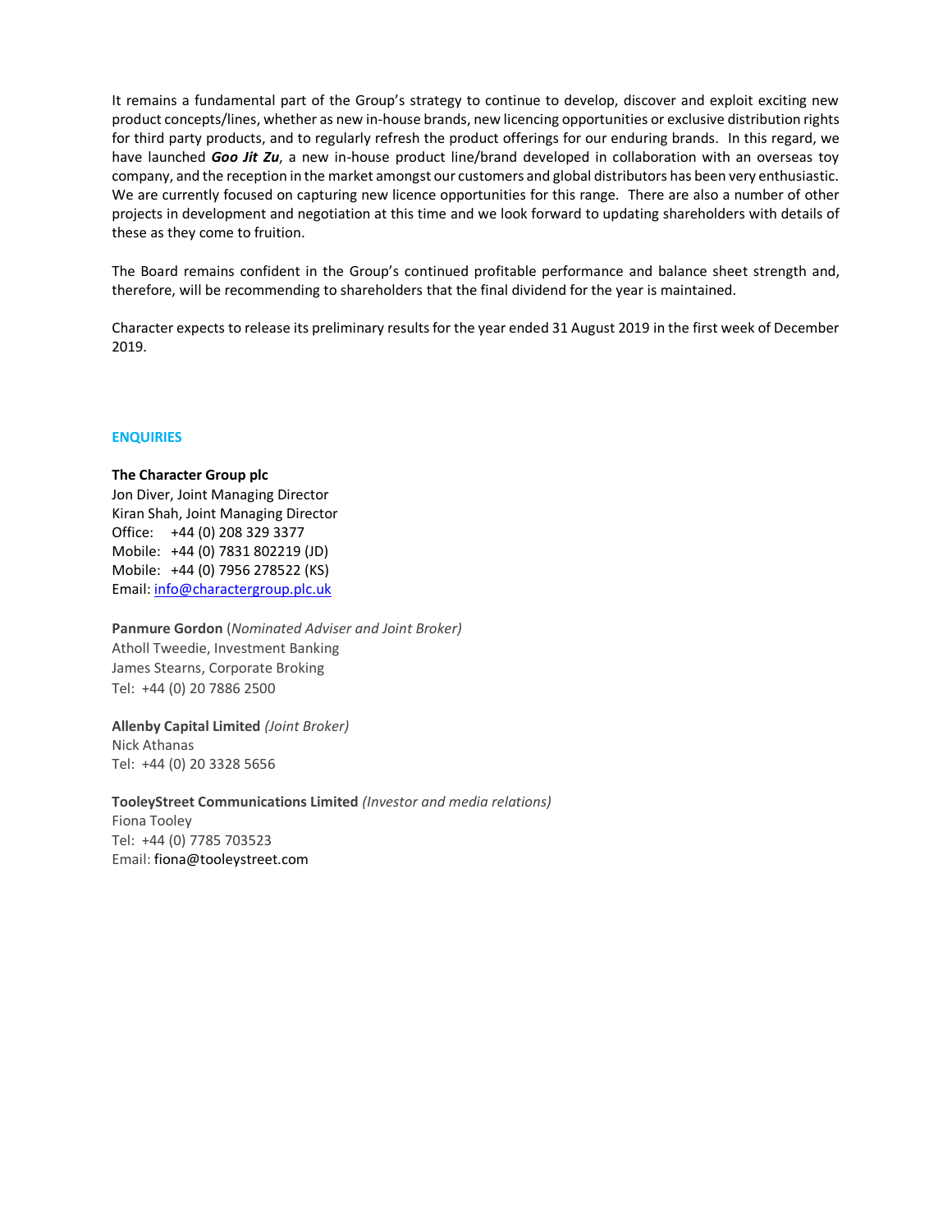It remains a fundamental part of the Group's strategy to continue to develop, discover and exploit exciting new product concepts/lines, whether as new in-house brands, new licencing opportunities or exclusive distribution rights for third party products, and to regularly refresh the product offerings for our enduring brands. In this regard, we have launched ***Goo Jit Zu***, a new in-house product line/brand developed in collaboration with an overseas toy company, and the reception in the market amongst our customers and global distributors has been very enthusiastic. We are currently focused on capturing new licence opportunities for this range. There are also a number of other projects in development and negotiation at this time and we look forward to updating shareholders with details of these as they come to fruition.

The Board remains confident in the Group's continued profitable performance and balance sheet strength and, therefore, will be recommending to shareholders that the final dividend for the year is maintained.

Character expects to release its preliminary results for the year ended 31 August 2019 in the first week of December 2019.

## ENQUIRIES

**The Character Group plc**
Jon Diver, Joint Managing Director
Kiran Shah, Joint Managing Director
Office: +44 (0) 208 329 3377
Mobile: +44 (0) 7831 802219 (JD)
Mobile: +44 (0) 7956 278522 (KS)
Email: info@charactergroup.plc.uk

**Panmure Gordon** (*Nominated Adviser and Joint Broker)*
Atholl Tweedie, Investment Banking
James Stearns, Corporate Broking
Tel: +44 (0) 20 7886 2500

**Allenby Capital Limited** *(Joint Broker)*
Nick Athanas
Tel: +44 (0) 20 3328 5656

**TooleyStreet Communications Limited** *(Investor and media relations)*
Fiona Tooley
Tel: +44 (0) 7785 703523
Email: fiona@tooleystreet.com